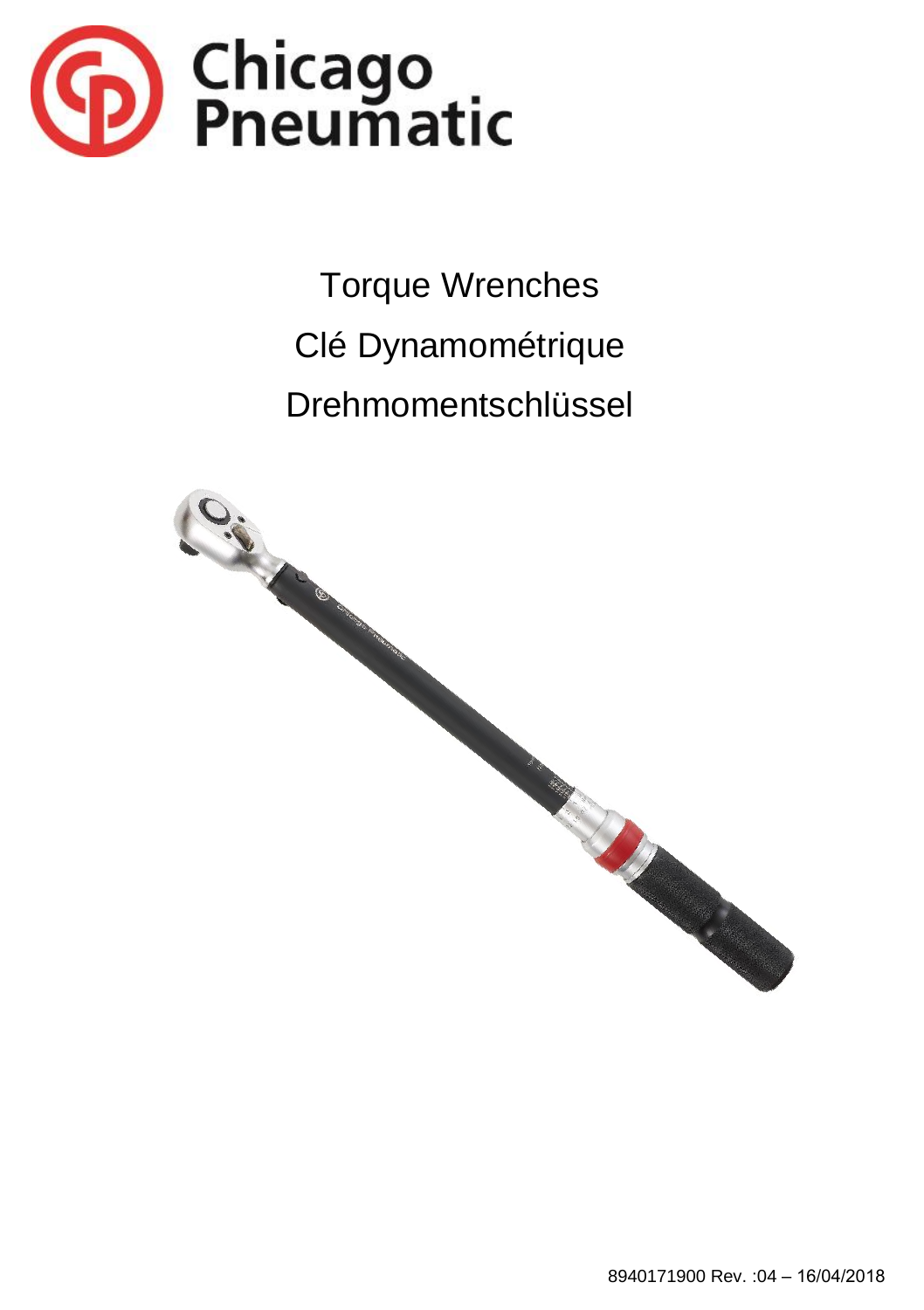Chicago Pneumatic

# Torque Wrenches

# Clé Dynamométrique

# Drehmomentschlüssel

8940171900 Rev. :04 – 16/04/2018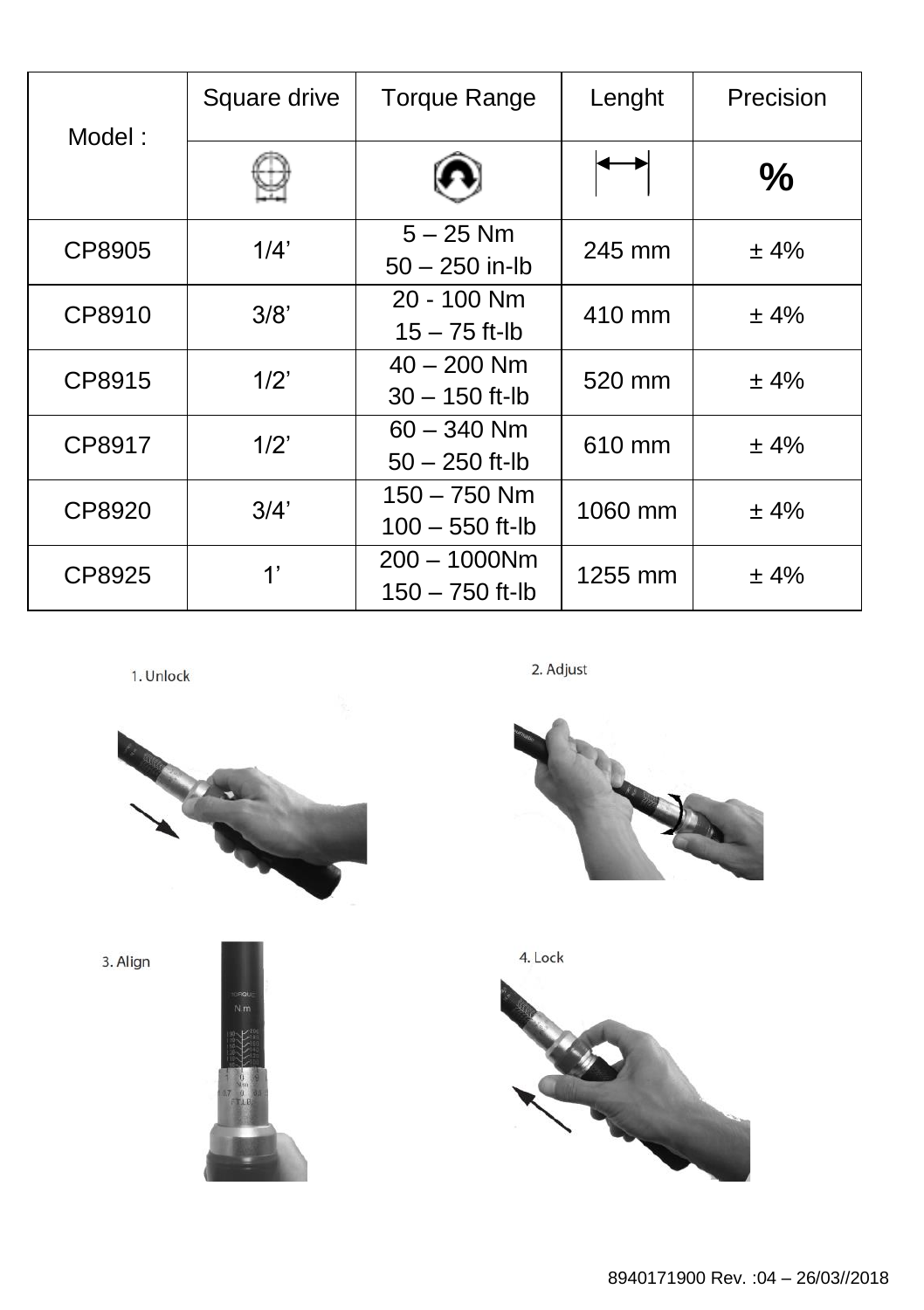| Model : | Square drive | Torque Range | Lenght | Precision |
|---|---|---|---|---|
| | | | | % |
| CP8905 | 1/4’ | 5 – 25 Nm<br>50 – 250 in-lb | 245 mm | ± 4% |
| CP8910 | 3/8’ | 20 - 100 Nm<br>15 – 75 ft-lb | 410 mm | ± 4% |
| CP8915 | 1/2’ | 40 – 200 Nm<br>30 – 150 ft-lb | 520 mm | ± 4% |
| CP8917 | 1/2’ | 60 – 340 Nm<br>50 – 250 ft-lb | 610 mm | ± 4% |
| CP8920 | 3/4’ | 150 – 750 Nm<br>100 – 550 ft-lb | 1060 mm | ± 4% |
| CP8925 | 1’ | 200 – 1000Nm<br>150 – 750 ft-lb | 1255 mm | ± 4% |

1. Unlock

2. Adjust

3. Align

4. Lock

8940171900 Rev. :04 – 26/03//2018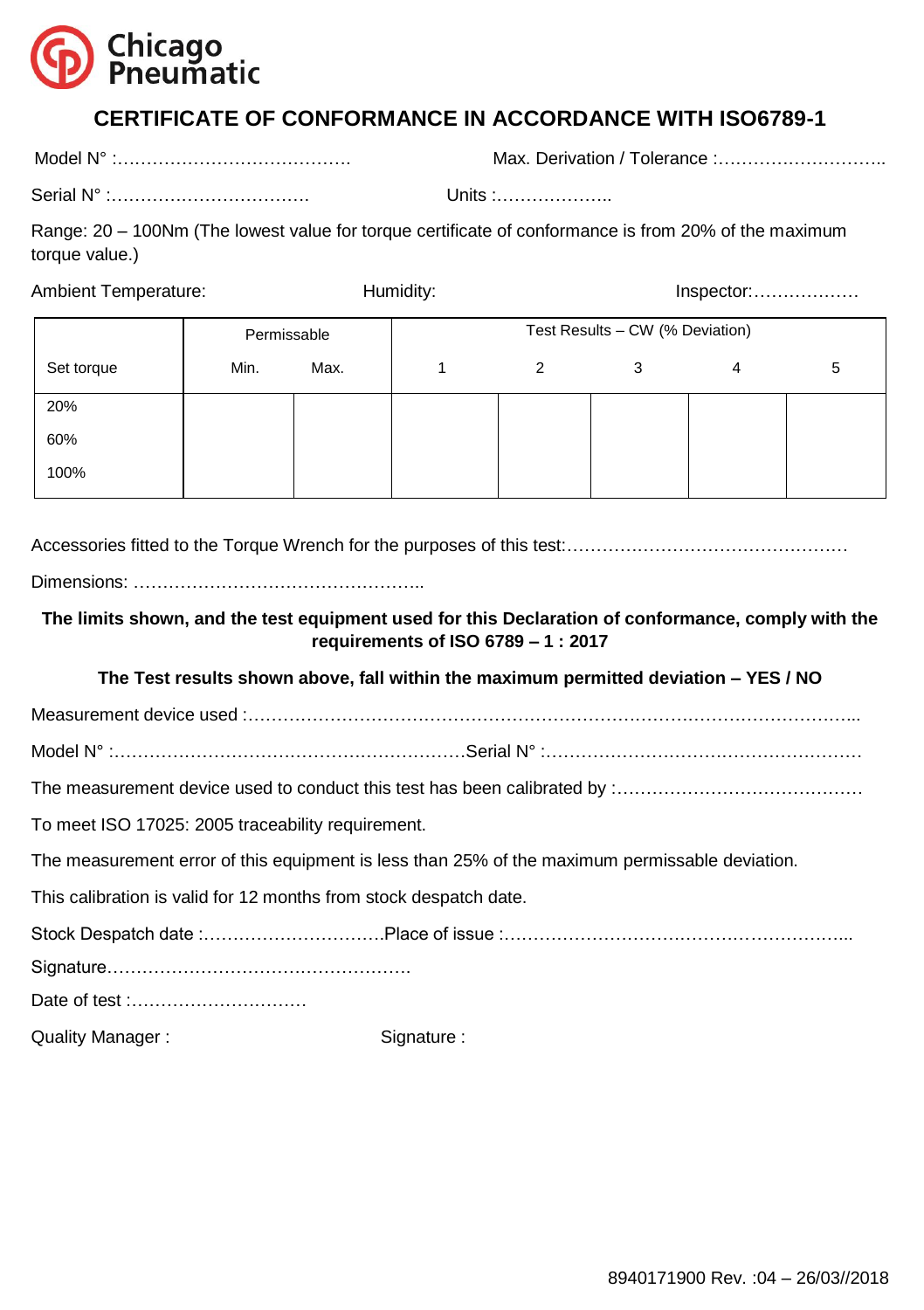Chicago Pneumatic

# CERTIFICATE OF CONFORMANCE IN ACCORDANCE WITH ISO6789-1

Model N° :…………………………………. Max. Derivation / Tolerance :………………………..

Serial N° :……………………………. Units :………………..

Range: 20 – 100Nm (The lowest value for torque certificate of conformance is from 20% of the maximum torque value.)

Ambient Temperature: Humidity: Inspector:………………

| Set torque | Permissable | | Test Results – CW (% Deviation) | | | | |
|---|---|---|---|---|---|---|---|
| | Min. | Max. | 1 | 2 | 3 | 4 | 5 |
| 20% | | | | | | | |
| 60% | | | | | | | |
| 100% | | | | | | | |

Accessories fitted to the Torque Wrench for the purposes of this test:…………………………………………

Dimensions: …………………………………………..

**The limits shown, and the test equipment used for this Declaration of conformance, comply with the requirements of ISO 6789 – 1 : 2017**

**The Test results shown above, fall within the maximum permitted deviation – YES / NO**

Measurement device used :……………………………………………………………………………………...

Model N° :…………………………………………………….Serial N° :………………………………………………

The measurement device used to conduct this test has been calibrated by :……………………………………

To meet ISO 17025: 2005 traceability requirement.

The measurement error of this equipment is less than 25% of the maximum permissable deviation.

This calibration is valid for 12 months from stock despatch date.

Stock Despatch date :…………………………Place of issue :…………………………………………………...

Signature……………………………………………

Date of test :…………………………

Quality Manager : Signature :

8940171900 Rev. :04 – 26/03//2018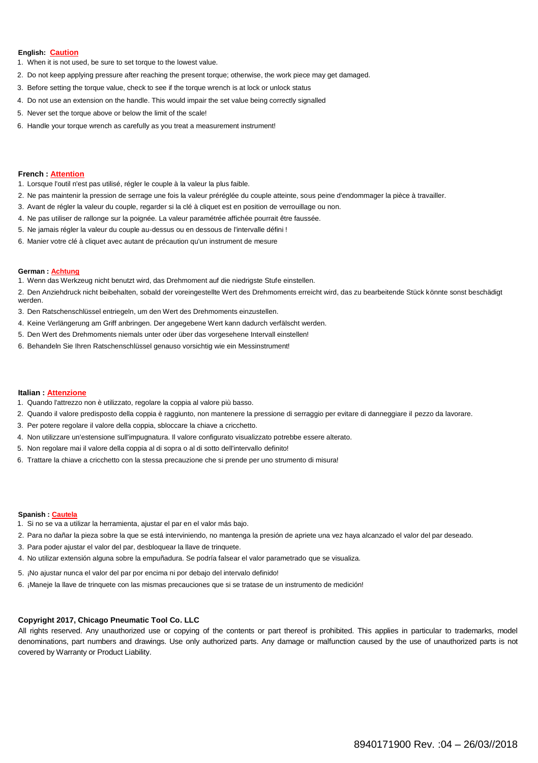**English: Caution**

1. When it is not used, be sure to set torque to the lowest value.
2. Do not keep applying pressure after reaching the present torque; otherwise, the work piece may get damaged.
3. Before setting the torque value, check to see if the torque wrench is at lock or unlock status
4. Do not use an extension on the handle. This would impair the set value being correctly signalled
5. Never set the torque above or below the limit of the scale!
6. Handle your torque wrench as carefully as you treat a measurement instrument!

**French : Attention**

1. Lorsque l'outil n'est pas utilisé, régler le couple à la valeur la plus faible.
2. Ne pas maintenir la pression de serrage une fois la valeur préréglée du couple atteinte, sous peine d'endommager la pièce à travailler.
3. Avant de régler la valeur du couple, regarder si la clé à cliquet est en position de verrouillage ou non.
4. Ne pas utiliser de rallonge sur la poignée. La valeur paramétrée affichée pourrait être faussée.
5. Ne jamais régler la valeur du couple au-dessus ou en dessous de l'intervalle défini !
6. Manier votre clé à cliquet avec autant de précaution qu'un instrument de mesure

**German : Achtung**

1. Wenn das Werkzeug nicht benutzt wird, das Drehmoment auf die niedrigste Stufe einstellen.
2. Den Anziehdruck nicht beibehalten, sobald der voreingestellte Wert des Drehmoments erreicht wird, das zu bearbeitende Stück könnte sonst beschädigt werden.
3. Den Ratschenschlüssel entriegeln, um den Wert des Drehmoments einzustellen.
4. Keine Verlängerung am Griff anbringen. Der angegebene Wert kann dadurch verfälscht werden.
5. Den Wert des Drehmoments niemals unter oder über das vorgesehene Intervall einstellen!
6. Behandeln Sie Ihren Ratschenschlüssel genauso vorsichtig wie ein Messinstrument!

**Italian : Attenzione**

1. Quando l'attrezzo non è utilizzato, regolare la coppia al valore più basso.
2. Quando il valore predisposto della coppia è raggiunto, non mantenere la pressione di serraggio per evitare di danneggiare il pezzo da lavorare.
3. Per potere regolare il valore della coppia, sbloccare la chiave a cricchetto.
4. Non utilizzare un'estensione sull'impugnatura. Il valore configurato visualizzato potrebbe essere alterato.
5. Non regolare mai il valore della coppia al di sopra o al di sotto dell'intervallo definito!
6. Trattare la chiave a cricchetto con la stessa precauzione che si prende per uno strumento di misura!

**Spanish : Cautela**

1. Si no se va a utilizar la herramienta, ajustar el par en el valor más bajo.
2. Para no dañar la pieza sobre la que se está interviniendo, no mantenga la presión de apriete una vez haya alcanzado el valor del par deseado.
3. Para poder ajustar el valor del par, desbloquear la llave de trinquete.
4. No utilizar extensión alguna sobre la empuñadura. Se podría falsear el valor parametrado que se visualiza.
5. ¡No ajustar nunca el valor del par por encima ni por debajo del intervalo definido!
6. ¡Maneje la llave de trinquete con las mismas precauciones que si se tratase de un instrumento de medición!

**Copyright 2017, Chicago Pneumatic Tool Co. LLC**

All rights reserved. Any unauthorized use or copying of the contents or part thereof is prohibited. This applies in particular to trademarks, model denominations, part numbers and drawings. Use only authorized parts. Any damage or malfunction caused by the use of unauthorized parts is not covered by Warranty or Product Liability.

8940171900 Rev. :04 – 26/03//2018